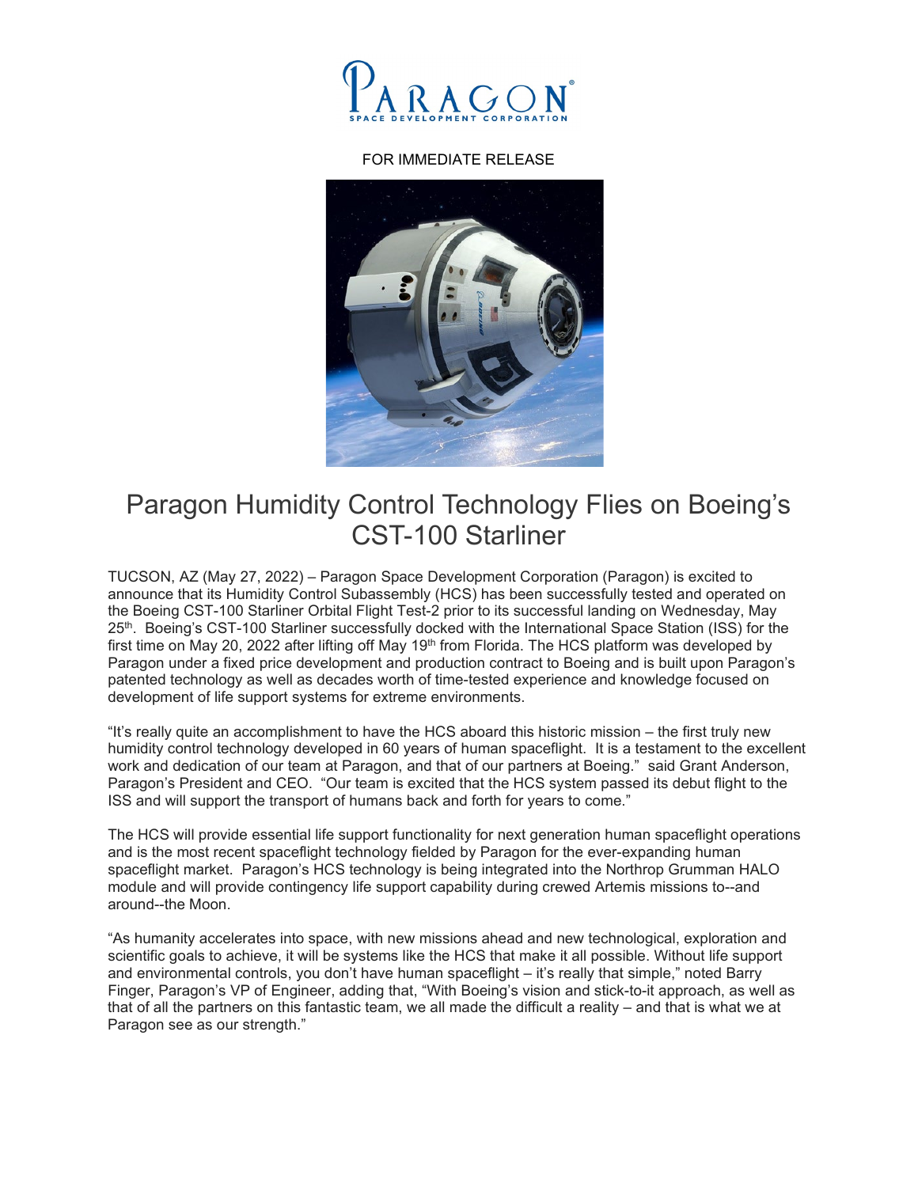FOR IMMEDIATE RELEASE

# Paragon Humidity Control Technology Flies on Boeing's CST-100 Starliner

TUCSON, AZ (May 27, 2022) – Paragon Space Development Corporation (Paragon) is excited to announce that its Humidity Control Subassembly (HCS) has been successfully tested and operated on the Boeing CST-100 Starliner Orbital Flight Test-2 prior to its successful landing on Wednesday, May 25th. Boeing's CST-100 Starliner successfully docked with the International Space Station (ISS) for the first time on May 20, 2022 after lifting off May 19th from Florida. The HCS platform was developed by Paragon under a fixed price development and production contract to Boeing and is built upon Paragon's patented technology as well as decades worth of time-tested experience and knowledge focused on development of life support systems for extreme environments.

"It's really quite an accomplishment to have the HCS aboard this historic mission – the first truly new humidity control technology developed in 60 years of human spaceflight. It is a testament to the excellent work and dedication of our team at Paragon, and that of our partners at Boeing." said Grant Anderson, Paragon's President and CEO. "Our team is excited that the HCS system passed its debut flight to the ISS and will support the transport of humans back and forth for years to come."

The HCS will provide essential life support functionality for next generation human spaceflight operations and is the most recent spaceflight technology fielded by Paragon for the ever-expanding human spaceflight market. Paragon's HCS technology is being integrated into the Northrop Grumman HALO module and will provide contingency life support capability during crewed Artemis missions to--and around--the Moon.

"As humanity accelerates into space, with new missions ahead and new technological, exploration and scientific goals to achieve, it will be systems like the HCS that make it all possible. Without life support and environmental controls, you don't have human spaceflight – it's really that simple," noted Barry Finger, Paragon's VP of Engineer, adding that, "With Boeing's vision and stick-to-it approach, as well as that of all the partners on this fantastic team, we all made the difficult a reality – and that is what we at Paragon see as our strength."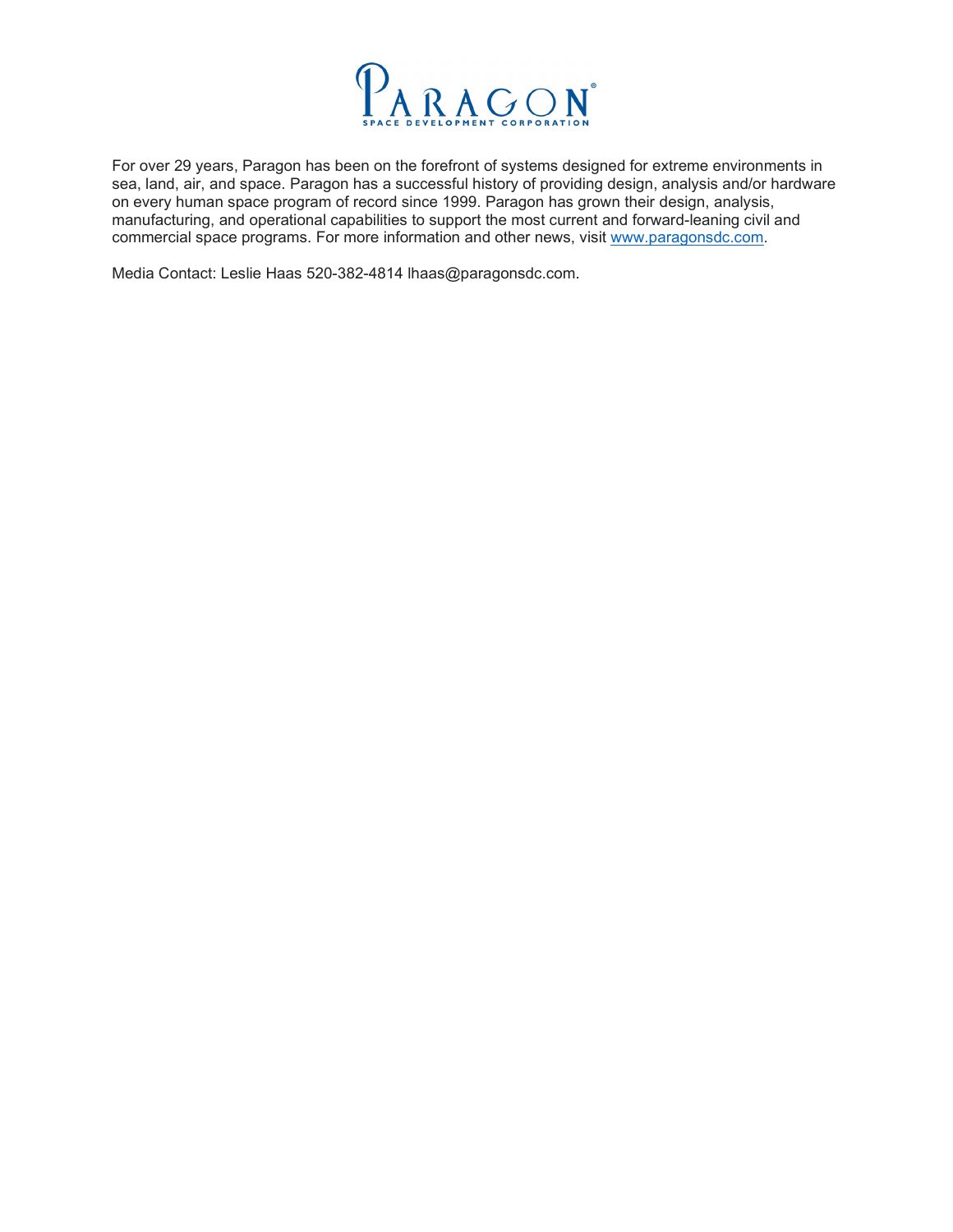PARAGON

SPACE DEVELOPMENT CORPORATION

For over 29 years, Paragon has been on the forefront of systems designed for extreme environments in sea, land, air, and space. Paragon has a successful history of providing design, analysis and/or hardware on every human space program of record since 1999. Paragon has grown their design, analysis, manufacturing, and operational capabilities to support the most current and forward-leaning civil and commercial space programs. For more information and other news, visit [www.paragonsdc.com](http://www.paragonsdc.com).

Media Contact: Leslie Haas 520-382-4814 lhaas@paragonsdc.com.